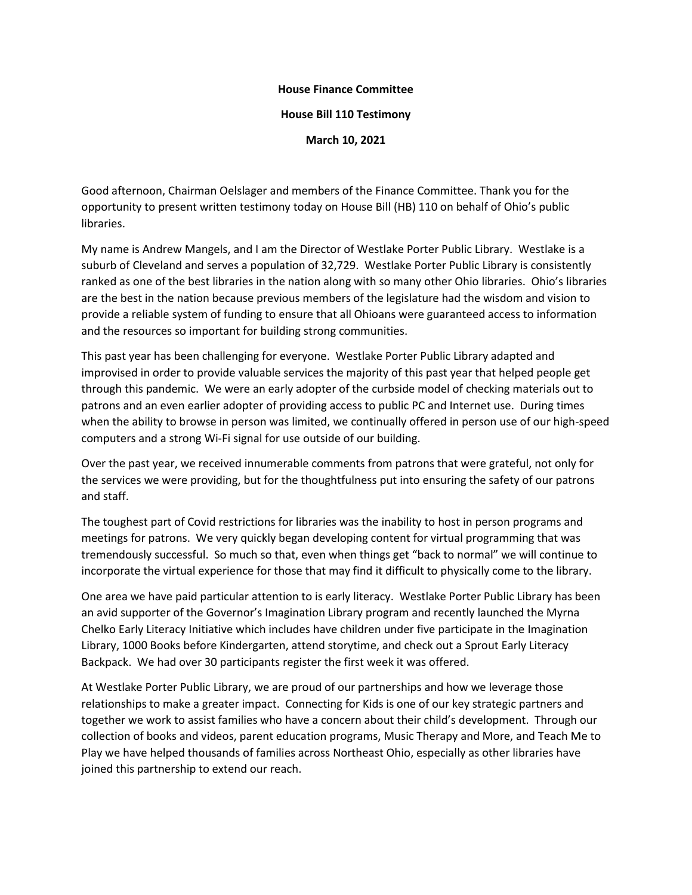**House Finance Committee**

**House Bill 110 Testimony**

**March 10, 2021**

Good afternoon, Chairman Oelslager and members of the Finance Committee. Thank you for the opportunity to present written testimony today on House Bill (HB) 110 on behalf of Ohio's public libraries.

My name is Andrew Mangels, and I am the Director of Westlake Porter Public Library. Westlake is a suburb of Cleveland and serves a population of 32,729. Westlake Porter Public Library is consistently ranked as one of the best libraries in the nation along with so many other Ohio libraries. Ohio's libraries are the best in the nation because previous members of the legislature had the wisdom and vision to provide a reliable system of funding to ensure that all Ohioans were guaranteed access to information and the resources so important for building strong communities.

This past year has been challenging for everyone. Westlake Porter Public Library adapted and improvised in order to provide valuable services the majority of this past year that helped people get through this pandemic. We were an early adopter of the curbside model of checking materials out to patrons and an even earlier adopter of providing access to public PC and Internet use. During times when the ability to browse in person was limited, we continually offered in person use of our high-speed computers and a strong Wi-Fi signal for use outside of our building.

Over the past year, we received innumerable comments from patrons that were grateful, not only for the services we were providing, but for the thoughtfulness put into ensuring the safety of our patrons and staff.

The toughest part of Covid restrictions for libraries was the inability to host in person programs and meetings for patrons. We very quickly began developing content for virtual programming that was tremendously successful. So much so that, even when things get "back to normal" we will continue to incorporate the virtual experience for those that may find it difficult to physically come to the library.

One area we have paid particular attention to is early literacy. Westlake Porter Public Library has been an avid supporter of the Governor's Imagination Library program and recently launched the Myrna Chelko Early Literacy Initiative which includes have children under five participate in the Imagination Library, 1000 Books before Kindergarten, attend storytime, and check out a Sprout Early Literacy Backpack. We had over 30 participants register the first week it was offered.

At Westlake Porter Public Library, we are proud of our partnerships and how we leverage those relationships to make a greater impact. Connecting for Kids is one of our key strategic partners and together we work to assist families who have a concern about their child's development. Through our collection of books and videos, parent education programs, Music Therapy and More, and Teach Me to Play we have helped thousands of families across Northeast Ohio, especially as other libraries have joined this partnership to extend our reach.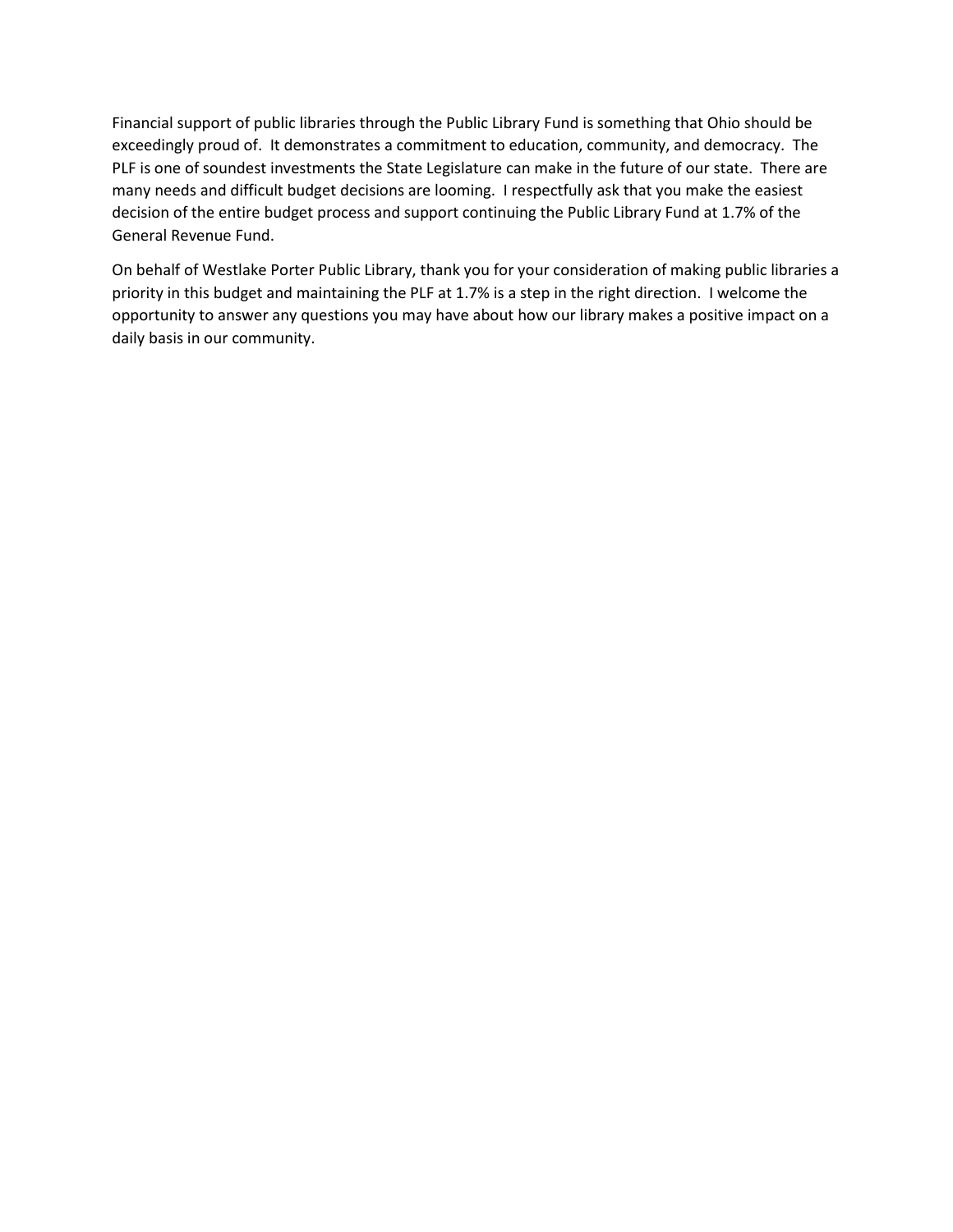Financial support of public libraries through the Public Library Fund is something that Ohio should be exceedingly proud of. It demonstrates a commitment to education, community, and democracy. The PLF is one of soundest investments the State Legislature can make in the future of our state. There are many needs and difficult budget decisions are looming. I respectfully ask that you make the easiest decision of the entire budget process and support continuing the Public Library Fund at 1.7% of the General Revenue Fund.

On behalf of Westlake Porter Public Library, thank you for your consideration of making public libraries a priority in this budget and maintaining the PLF at 1.7% is a step in the right direction. I welcome the opportunity to answer any questions you may have about how our library makes a positive impact on a daily basis in our community.